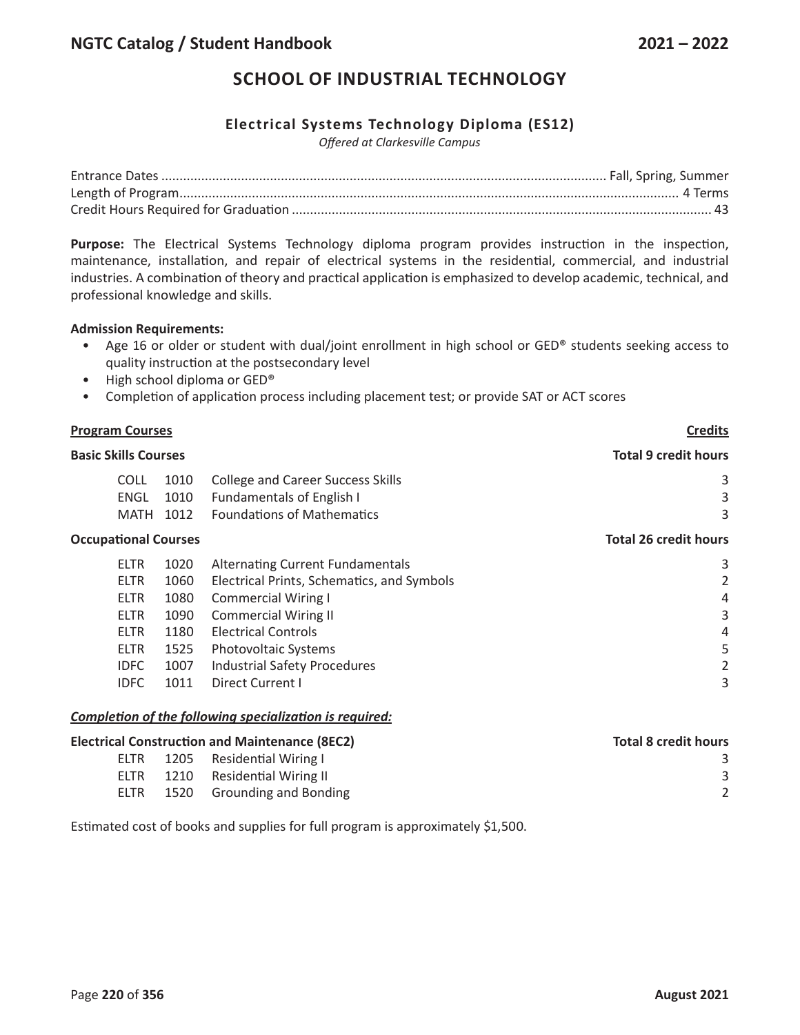# SCHOOL OF INDUSTRIAL TECHNOLOGY

## Electrical Systems Technology Diploma (ES12)

*Offered at Clarkesville Campus*

| | |
|---|---|
| Entrance Dates | Fall, Spring, Summer |
| Length of Program | 4 Terms |
| Credit Hours Required for Graduation | 43 |

**Purpose:** The Electrical Systems Technology diploma program provides instruction in the inspection, maintenance, installation, and repair of electrical systems in the residential, commercial, and industrial industries. A combination of theory and practical application is emphasized to develop academic, technical, and professional knowledge and skills.

**Admission Requirements:**

- Age 16 or older or student with dual/joint enrollment in high school or GED® students seeking access to quality instruction at the postsecondary level
- High school diploma or GED®
- Completion of application process including placement test; or provide SAT or ACT scores

| **Program Courses** | | | **Credits** |
|---|---|---|---|
| **Basic Skills Courses** | | | **Total 9 credit hours** |
| COLL | 1010 | College and Career Success Skills | 3 |
| ENGL | 1010 | Fundamentals of English I | 3 |
| MATH | 1012 | Foundations of Mathematics | 3 |
| **Occupational Courses** | | | **Total 26 credit hours** |
| ELTR | 1020 | Alternating Current Fundamentals | 3 |
| ELTR | 1060 | Electrical Prints, Schematics, and Symbols | 2 |
| ELTR | 1080 | Commercial Wiring I | 4 |
| ELTR | 1090 | Commercial Wiring II | 3 |
| ELTR | 1180 | Electrical Controls | 4 |
| ELTR | 1525 | Photovoltaic Systems | 5 |
| IDFC | 1007 | Industrial Safety Procedures | 2 |
| IDFC | 1011 | Direct Current I | 3 |

***Completion of the following specialization is required:***

| **Electrical Construction and Maintenance (8EC2)** | | | **Total 8 credit hours** |
|---|---|---|---|
| ELTR | 1205 | Residential Wiring I | 3 |
| ELTR | 1210 | Residential Wiring II | 3 |
| ELTR | 1520 | Grounding and Bonding | 2 |

Estimated cost of books and supplies for full program is approximately $1,500.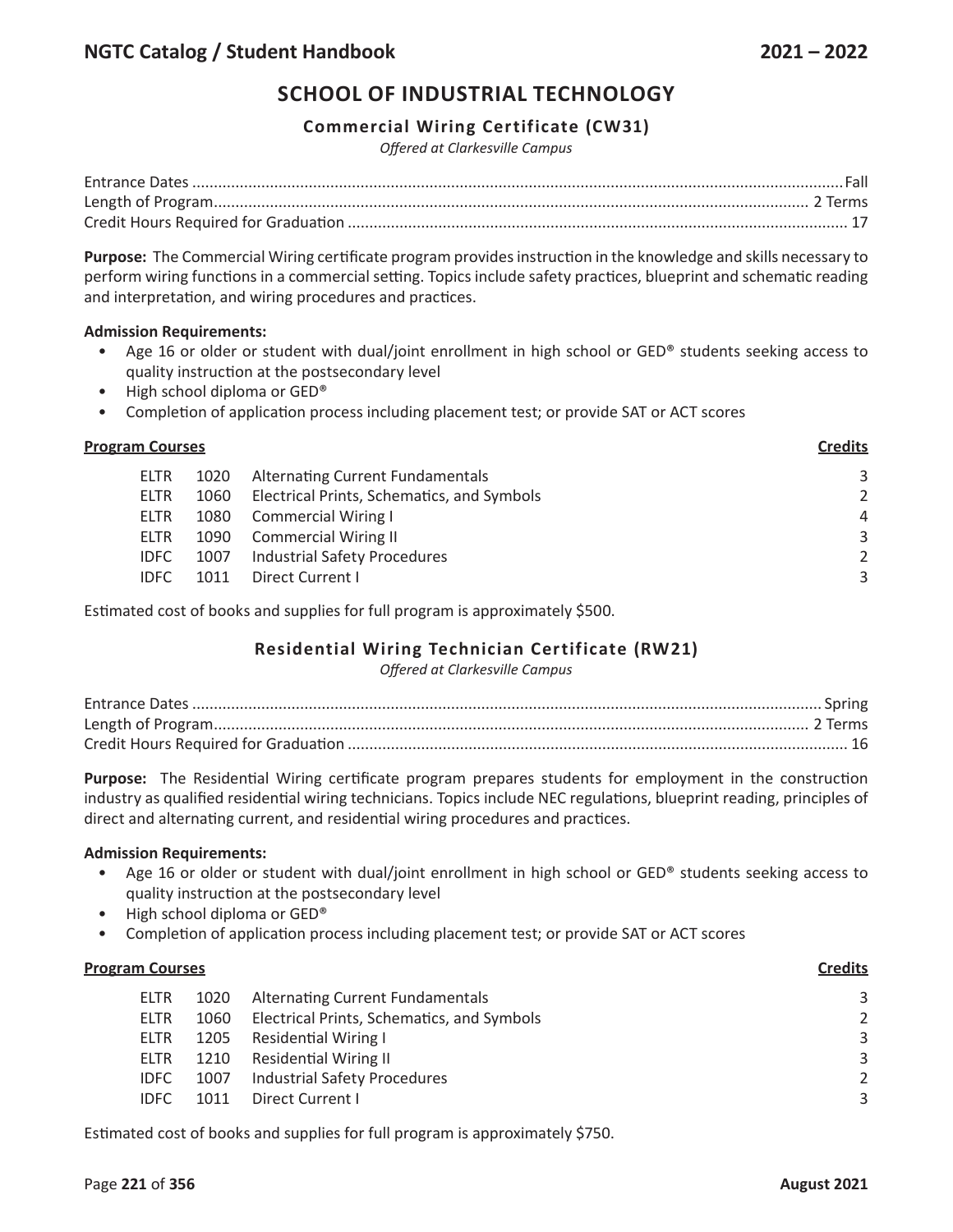## SCHOOL OF INDUSTRIAL TECHNOLOGY

### Commercial Wiring Certificate (CW31)

*Offered at Clarkesville Campus*

Entrance Dates ........................................ Fall
Length of Program ........................................ 2 Terms
Credit Hours Required for Graduation ........................................ 17

**Purpose:** The Commercial Wiring certificate program provides instruction in the knowledge and skills necessary to perform wiring functions in a commercial setting. Topics include safety practices, blueprint and schematic reading and interpretation, and wiring procedures and practices.

**Admission Requirements:**

- Age 16 or older or student with dual/joint enrollment in high school or GED® students seeking access to quality instruction at the postsecondary level
- High school diploma or GED®
- Completion of application process including placement test; or provide SAT or ACT scores

| Program Courses | | | Credits |
|---|---|---|---|
| ELTR | 1020 | Alternating Current Fundamentals | 3 |
| ELTR | 1060 | Electrical Prints, Schematics, and Symbols | 2 |
| ELTR | 1080 | Commercial Wiring I | 4 |
| ELTR | 1090 | Commercial Wiring II | 3 |
| IDFC | 1007 | Industrial Safety Procedures | 2 |
| IDFC | 1011 | Direct Current I | 3 |

Estimated cost of books and supplies for full program is approximately $500.

### Residential Wiring Technician Certificate (RW21)

*Offered at Clarkesville Campus*

Entrance Dates ........................................ Spring
Length of Program ........................................ 2 Terms
Credit Hours Required for Graduation ........................................ 16

**Purpose:** The Residential Wiring certificate program prepares students for employment in the construction industry as qualified residential wiring technicians. Topics include NEC regulations, blueprint reading, principles of direct and alternating current, and residential wiring procedures and practices.

**Admission Requirements:**

- Age 16 or older or student with dual/joint enrollment in high school or GED® students seeking access to quality instruction at the postsecondary level
- High school diploma or GED®
- Completion of application process including placement test; or provide SAT or ACT scores

| Program Courses | | | Credits |
|---|---|---|---|
| ELTR | 1020 | Alternating Current Fundamentals | 3 |
| ELTR | 1060 | Electrical Prints, Schematics, and Symbols | 2 |
| ELTR | 1205 | Residential Wiring I | 3 |
| ELTR | 1210 | Residential Wiring II | 3 |
| IDFC | 1007 | Industrial Safety Procedures | 2 |
| IDFC | 1011 | Direct Current I | 3 |

Estimated cost of books and supplies for full program is approximately $750.